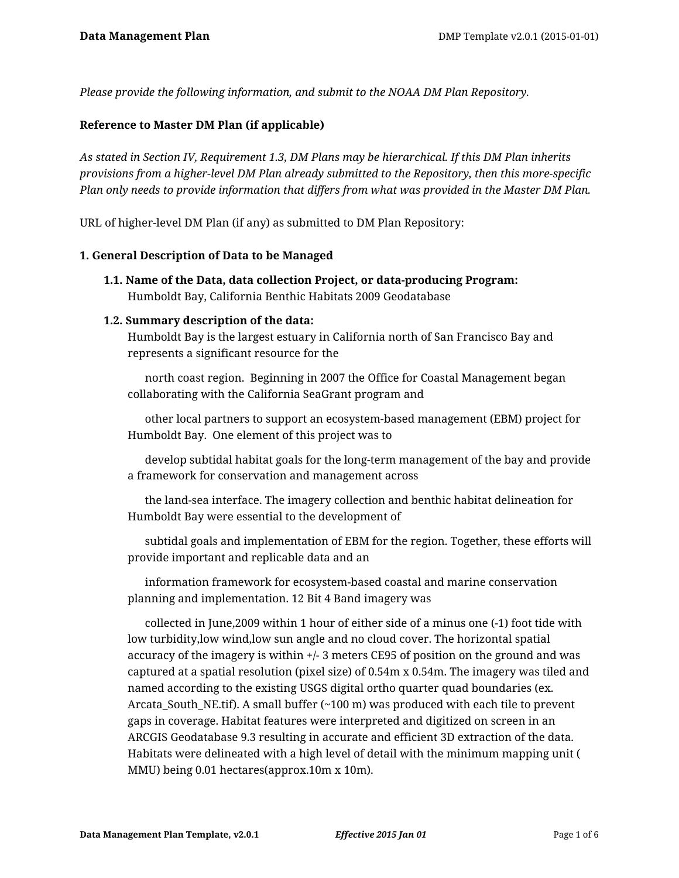*Please provide the following information, and submit to the NOAA DM Plan Repository.*

**Reference to Master DM Plan (if applicable)**

*As stated in Section IV, Requirement 1.3, DM Plans may be hierarchical. If this DM Plan inherits provisions from a higher-level DM Plan already submitted to the Repository, then this more-specific Plan only needs to provide information that differs from what was provided in the Master DM Plan.*

URL of higher-level DM Plan (if any) as submitted to DM Plan Repository:

**1. General Description of Data to be Managed**

**1.1. Name of the Data, data collection Project, or data-producing Program:**
Humboldt Bay, California Benthic Habitats 2009 Geodatabase

**1.2. Summary description of the data:**
Humboldt Bay is the largest estuary in California north of San Francisco Bay and represents a significant resource for the

north coast region. Beginning in 2007 the Office for Coastal Management began collaborating with the California SeaGrant program and

other local partners to support an ecosystem-based management (EBM) project for Humboldt Bay. One element of this project was to

develop subtidal habitat goals for the long-term management of the bay and provide a framework for conservation and management across

the land-sea interface. The imagery collection and benthic habitat delineation for Humboldt Bay were essential to the development of

subtidal goals and implementation of EBM for the region. Together, these efforts will provide important and replicable data and an

information framework for ecosystem-based coastal and marine conservation planning and implementation. 12 Bit 4 Band imagery was

collected in June,2009 within 1 hour of either side of a minus one (-1) foot tide with low turbidity,low wind,low sun angle and no cloud cover. The horizontal spatial accuracy of the imagery is within +/- 3 meters CE95 of position on the ground and was captured at a spatial resolution (pixel size) of 0.54m x 0.54m. The imagery was tiled and named according to the existing USGS digital ortho quarter quad boundaries (ex. Arcata_South_NE.tif). A small buffer (~100 m) was produced with each tile to prevent gaps in coverage. Habitat features were interpreted and digitized on screen in an ARCGIS Geodatabase 9.3 resulting in accurate and efficient 3D extraction of the data. Habitats were delineated with a high level of detail with the minimum mapping unit ( MMU) being 0.01 hectares(approx.10m x 10m).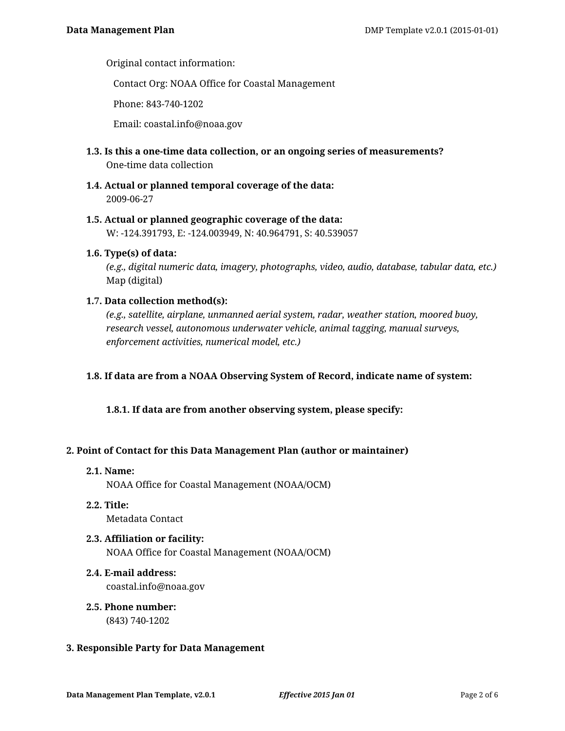Original contact information:

Contact Org: NOAA Office for Coastal Management

Phone: 843-740-1202

Email: coastal.info@noaa.gov

**1.3. Is this a one-time data collection, or an ongoing series of measurements?**
One-time data collection

**1.4. Actual or planned temporal coverage of the data:**
2009-06-27

**1.5. Actual or planned geographic coverage of the data:**
W: -124.391793, E: -124.003949, N: 40.964791, S: 40.539057

**1.6. Type(s) of data:**
*(e.g., digital numeric data, imagery, photographs, video, audio, database, tabular data, etc.)*
Map (digital)

**1.7. Data collection method(s):**
*(e.g., satellite, airplane, unmanned aerial system, radar, weather station, moored buoy, research vessel, autonomous underwater vehicle, animal tagging, manual surveys, enforcement activities, numerical model, etc.)*

**1.8. If data are from a NOAA Observing System of Record, indicate name of system:**

**1.8.1. If data are from another observing system, please specify:**

## 2. Point of Contact for this Data Management Plan (author or maintainer)

**2.1. Name:**
NOAA Office for Coastal Management (NOAA/OCM)

**2.2. Title:**
Metadata Contact

**2.3. Affiliation or facility:**
NOAA Office for Coastal Management (NOAA/OCM)

**2.4. E-mail address:**
coastal.info@noaa.gov

**2.5. Phone number:**
(843) 740-1202

## 3. Responsible Party for Data Management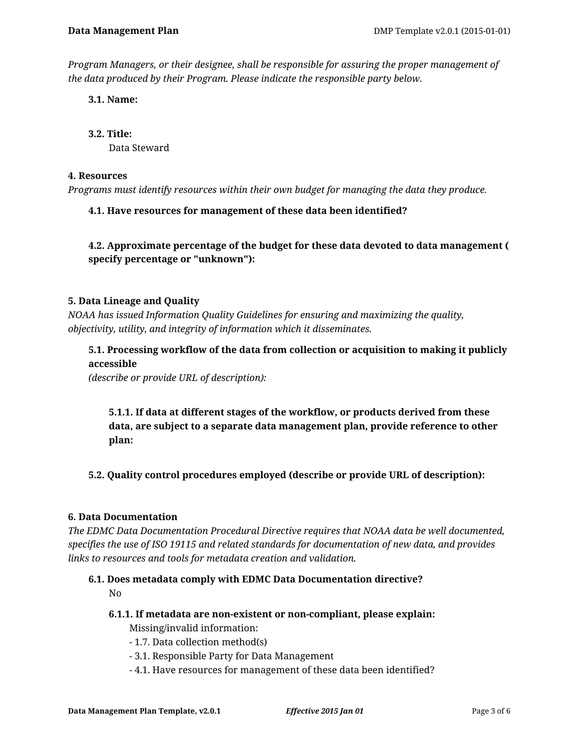*Program Managers, or their designee, shall be responsible for assuring the proper management of the data produced by their Program. Please indicate the responsible party below.*

**3.1. Name:**

**3.2. Title:**

Data Steward

**4. Resources**

*Programs must identify resources within their own budget for managing the data they produce.*

**4.1. Have resources for management of these data been identified?**

**4.2. Approximate percentage of the budget for these data devoted to data management ( specify percentage or "unknown"):**

**5. Data Lineage and Quality**

*NOAA has issued Information Quality Guidelines for ensuring and maximizing the quality, objectivity, utility, and integrity of information which it disseminates.*

**5.1. Processing workflow of the data from collection or acquisition to making it publicly accessible**

*(describe or provide URL of description):*

**5.1.1. If data at different stages of the workflow, or products derived from these data, are subject to a separate data management plan, provide reference to other plan:**

**5.2. Quality control procedures employed (describe or provide URL of description):**

**6. Data Documentation**

*The EDMC Data Documentation Procedural Directive requires that NOAA data be well documented, specifies the use of ISO 19115 and related standards for documentation of new data, and provides links to resources and tools for metadata creation and validation.*

**6.1. Does metadata comply with EDMC Data Documentation directive?**

No

**6.1.1. If metadata are non-existent or non-compliant, please explain:**

Missing/invalid information:

- 1.7. Data collection method(s)
- 3.1. Responsible Party for Data Management
- 4.1. Have resources for management of these data been identified?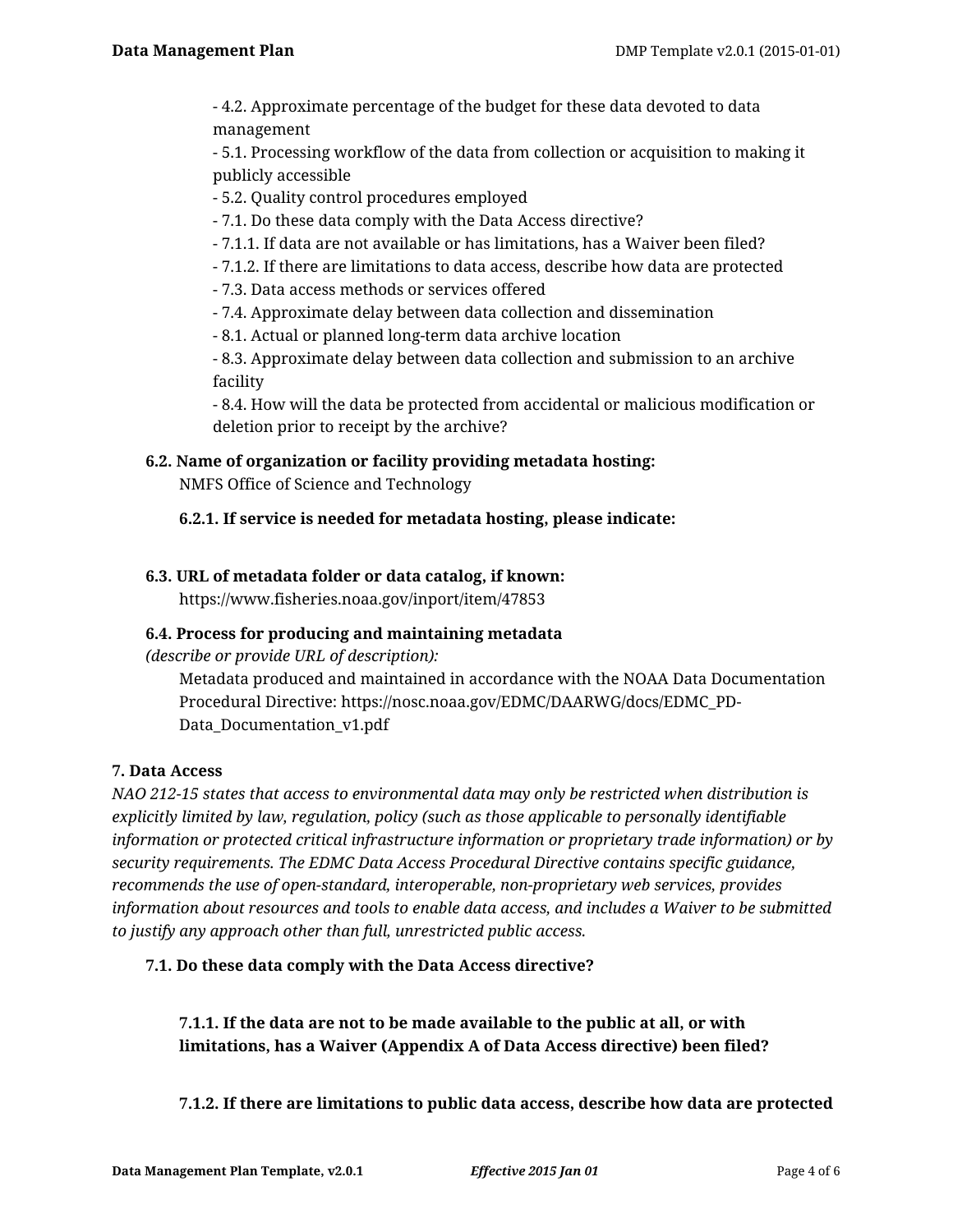- 4.2. Approximate percentage of the budget for these data devoted to data management
- 5.1. Processing workflow of the data from collection or acquisition to making it publicly accessible
- 5.2. Quality control procedures employed
- 7.1. Do these data comply with the Data Access directive?
- 7.1.1. If data are not available or has limitations, has a Waiver been filed?
- 7.1.2. If there are limitations to data access, describe how data are protected
- 7.3. Data access methods or services offered
- 7.4. Approximate delay between data collection and dissemination
- 8.1. Actual or planned long-term data archive location
- 8.3. Approximate delay between data collection and submission to an archive facility
- 8.4. How will the data be protected from accidental or malicious modification or deletion prior to receipt by the archive?

**6.2. Name of organization or facility providing metadata hosting:**

NMFS Office of Science and Technology

**6.2.1. If service is needed for metadata hosting, please indicate:**

**6.3. URL of metadata folder or data catalog, if known:**

https://www.fisheries.noaa.gov/inport/item/47853

**6.4. Process for producing and maintaining metadata**
*(describe or provide URL of description):*

Metadata produced and maintained in accordance with the NOAA Data Documentation Procedural Directive: https://nosc.noaa.gov/EDMC/DAARWG/docs/EDMC_PD-Data_Documentation_v1.pdf

**7. Data Access**

*NAO 212-15 states that access to environmental data may only be restricted when distribution is explicitly limited by law, regulation, policy (such as those applicable to personally identifiable information or protected critical infrastructure information or proprietary trade information) or by security requirements. The EDMC Data Access Procedural Directive contains specific guidance, recommends the use of open-standard, interoperable, non-proprietary web services, provides information about resources and tools to enable data access, and includes a Waiver to be submitted to justify any approach other than full, unrestricted public access.*

**7.1. Do these data comply with the Data Access directive?**

**7.1.1. If the data are not to be made available to the public at all, or with limitations, has a Waiver (Appendix A of Data Access directive) been filed?**

**7.1.2. If there are limitations to public data access, describe how data are protected**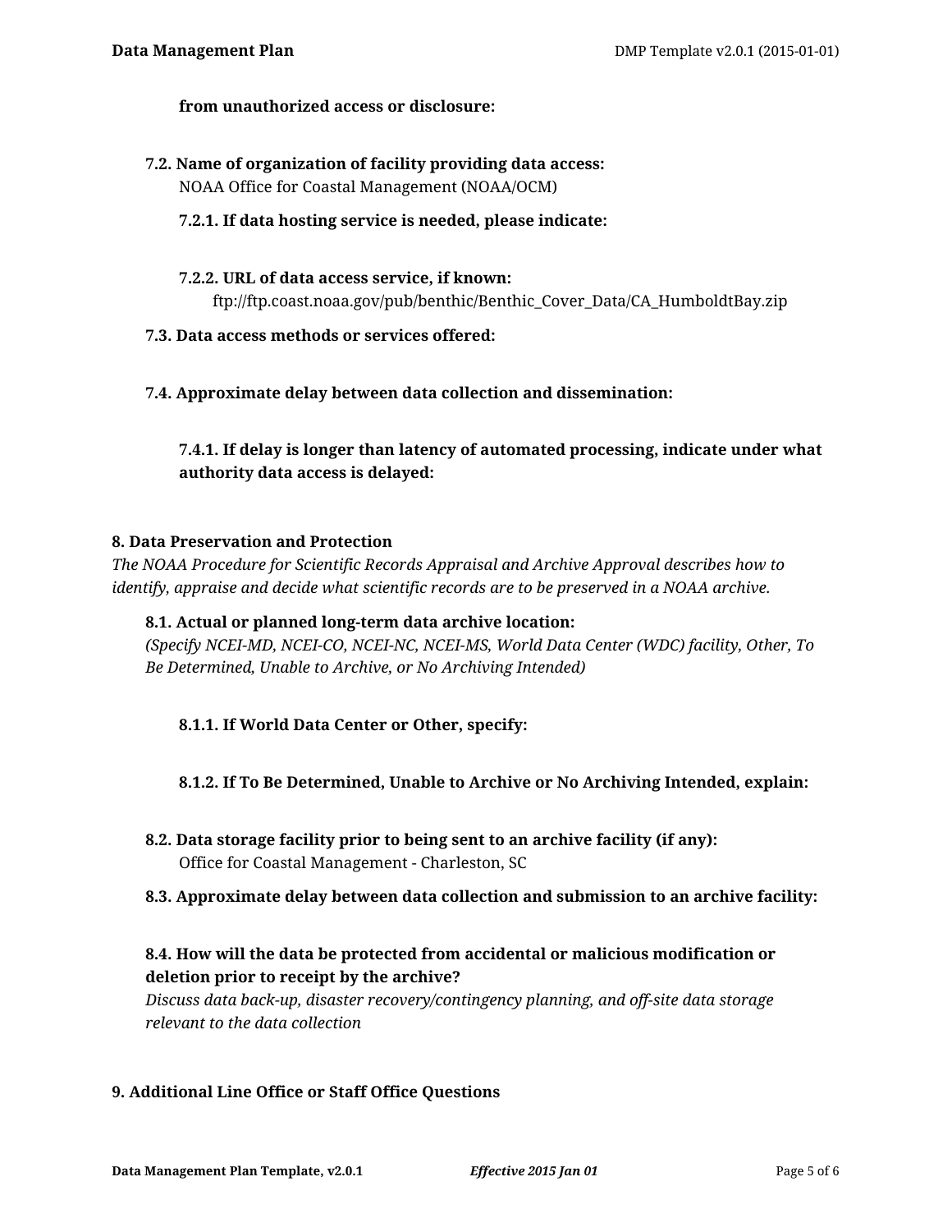**from unauthorized access or disclosure:**

**7.2. Name of organization of facility providing data access:**
NOAA Office for Coastal Management (NOAA/OCM)

**7.2.1. If data hosting service is needed, please indicate:**

**7.2.2. URL of data access service, if known:**
ftp://ftp.coast.noaa.gov/pub/benthic/Benthic_Cover_Data/CA_HumboldtBay.zip

**7.3. Data access methods or services offered:**

**7.4. Approximate delay between data collection and dissemination:**

**7.4.1. If delay is longer than latency of automated processing, indicate under what authority data access is delayed:**

## 8. Data Preservation and Protection

*The NOAA Procedure for Scientific Records Appraisal and Archive Approval describes how to identify, appraise and decide what scientific records are to be preserved in a NOAA archive.*

**8.1. Actual or planned long-term data archive location:**
*(Specify NCEI-MD, NCEI-CO, NCEI-NC, NCEI-MS, World Data Center (WDC) facility, Other, To Be Determined, Unable to Archive, or No Archiving Intended)*

**8.1.1. If World Data Center or Other, specify:**

**8.1.2. If To Be Determined, Unable to Archive or No Archiving Intended, explain:**

**8.2. Data storage facility prior to being sent to an archive facility (if any):**
Office for Coastal Management - Charleston, SC

**8.3. Approximate delay between data collection and submission to an archive facility:**

**8.4. How will the data be protected from accidental or malicious modification or deletion prior to receipt by the archive?**
*Discuss data back-up, disaster recovery/contingency planning, and off-site data storage relevant to the data collection*

## 9. Additional Line Office or Staff Office Questions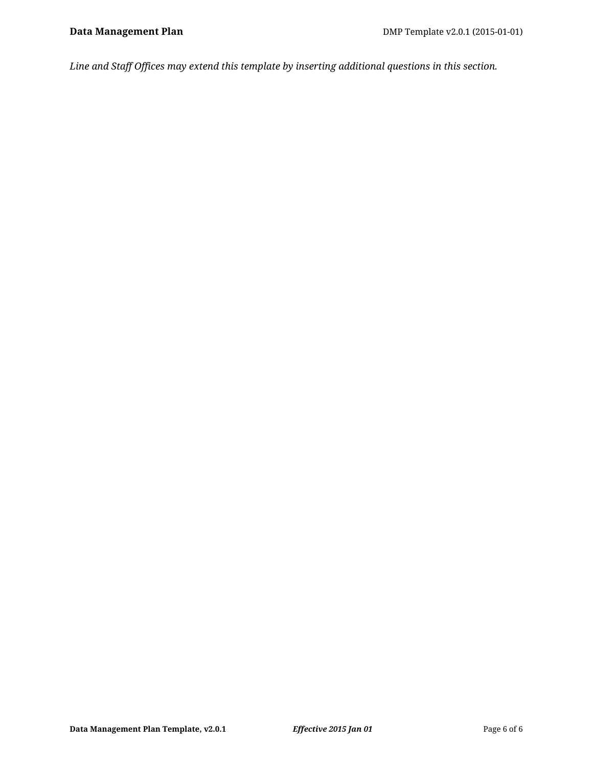*Line and Staff Offices may extend this template by inserting additional questions in this section.*